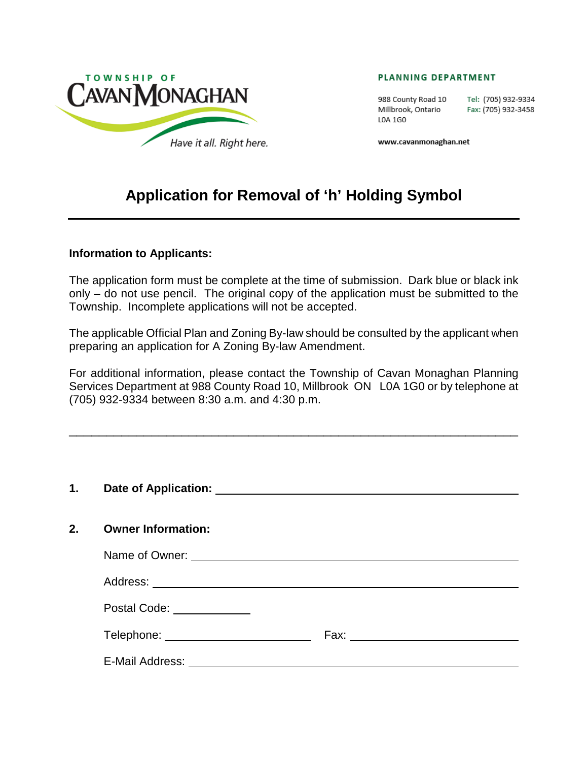TOWNSHIP OF
CAVAN MONAGHAN
*Have it all. Right here.*

**PLANNING DEPARTMENT**

988 County Road 10
Millbrook, Ontario
L0A 1G0

Tel: (705) 932-9334
Fax: (705) 932-3458

www.cavanmonaghan.net

# Application for Removal of 'h' Holding Symbol

---

**Information to Applicants:**

The application form must be complete at the time of submission. Dark blue or black ink only – do not use pencil. The original copy of the application must be submitted to the Township. Incomplete applications will not be accepted.

The applicable Official Plan and Zoning By-law should be consulted by the applicant when preparing an application for A Zoning By-law Amendment.

For additional information, please contact the Township of Cavan Monaghan Planning Services Department at 988 County Road 10, Millbrook ON L0A 1G0 or by telephone at (705) 932-9334 between 8:30 a.m. and 4:30 p.m.

---

**1. Date of Application:** ______________________________

**2. Owner Information:**

Name of Owner: ______________________________

Address: ______________________________

Postal Code: ____________

Telephone: ____________________ Fax: ____________________

E-Mail Address: ______________________________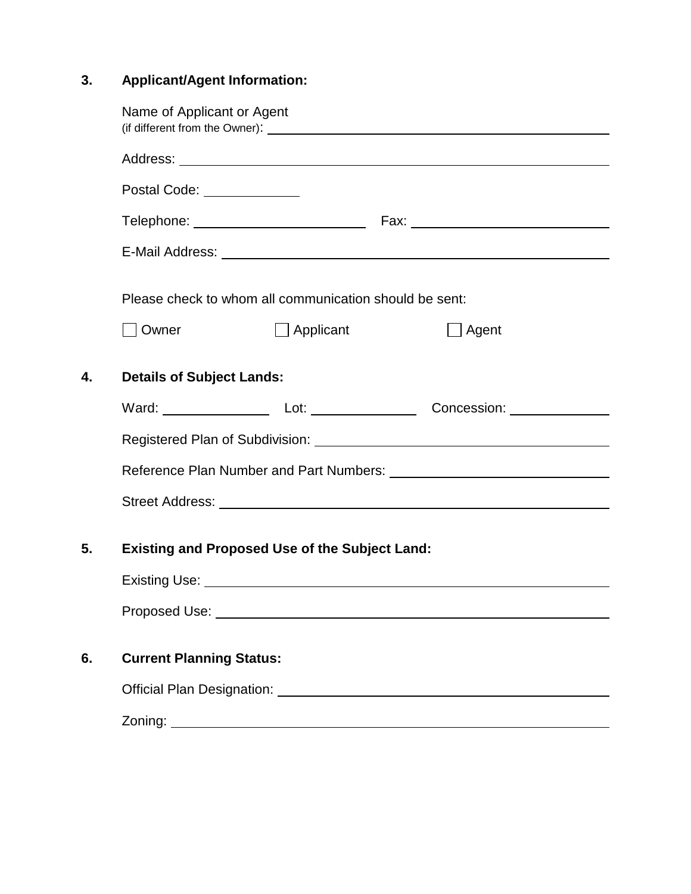### 3. Applicant/Agent Information:

Name of Applicant or Agent
(if different from the Owner): ______________________________

Address: ______________________________

Postal Code: ____________

Telephone: ______________________ Fax: ______________________

E-Mail Address: ______________________________

Please check to whom all communication should be sent:

☐ Owner ☐ Applicant ☐ Agent

### 4. Details of Subject Lands:

Ward: ____________ Lot: ____________ Concession: ____________

Registered Plan of Subdivision: ______________________________

Reference Plan Number and Part Numbers: ______________________________

Street Address: ______________________________

### 5. Existing and Proposed Use of the Subject Land:

Existing Use: ______________________________

Proposed Use: ______________________________

### 6. Current Planning Status:

Official Plan Designation: ______________________________

Zoning: ______________________________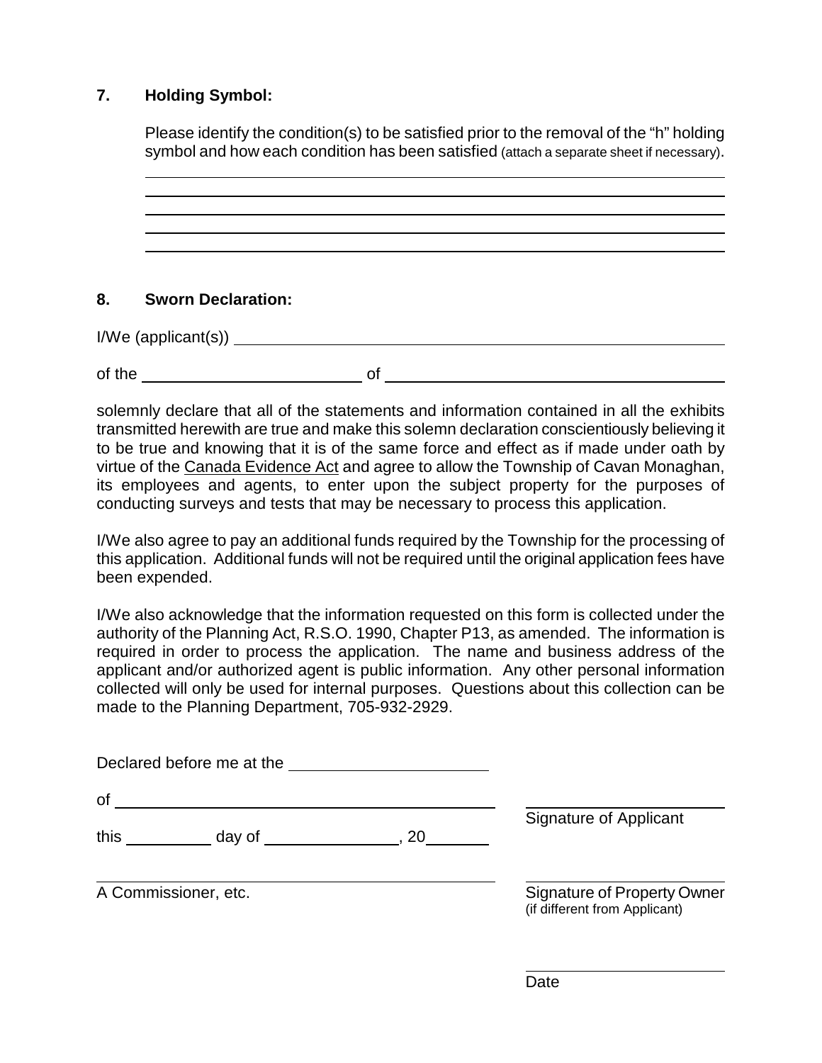## 7. Holding Symbol:

Please identify the condition(s) to be satisfied prior to the removal of the "h" holding symbol and how each condition has been satisfied (attach a separate sheet if necessary).

\_\_\_\_\_\_\_\_\_\_\_\_\_\_\_\_\_\_\_\_\_\_\_\_\_\_\_\_\_\_\_\_\_\_\_\_\_\_\_\_\_\_\_\_\_\_\_\_\_\_\_\_\_\_\_\_\_\_\_\_

\_\_\_\_\_\_\_\_\_\_\_\_\_\_\_\_\_\_\_\_\_\_\_\_\_\_\_\_\_\_\_\_\_\_\_\_\_\_\_\_\_\_\_\_\_\_\_\_\_\_\_\_\_\_\_\_\_\_\_\_

\_\_\_\_\_\_\_\_\_\_\_\_\_\_\_\_\_\_\_\_\_\_\_\_\_\_\_\_\_\_\_\_\_\_\_\_\_\_\_\_\_\_\_\_\_\_\_\_\_\_\_\_\_\_\_\_\_\_\_\_

\_\_\_\_\_\_\_\_\_\_\_\_\_\_\_\_\_\_\_\_\_\_\_\_\_\_\_\_\_\_\_\_\_\_\_\_\_\_\_\_\_\_\_\_\_\_\_\_\_\_\_\_\_\_\_\_\_\_\_\_

\_\_\_\_\_\_\_\_\_\_\_\_\_\_\_\_\_\_\_\_\_\_\_\_\_\_\_\_\_\_\_\_\_\_\_\_\_\_\_\_\_\_\_\_\_\_\_\_\_\_\_\_\_\_\_\_\_\_\_\_

## 8. Sworn Declaration:

I/We (applicant(s)) \_\_\_\_\_\_\_\_\_\_\_\_\_\_\_\_\_\_\_\_\_\_\_\_\_\_\_\_\_\_\_\_\_\_\_\_\_\_\_\_\_\_\_\_

of the \_\_\_\_\_\_\_\_\_\_\_\_\_\_\_\_\_\_\_\_\_\_\_\_ of \_\_\_\_\_\_\_\_\_\_\_\_\_\_\_\_\_\_\_\_\_\_\_\_\_\_\_\_\_\_\_\_\_\_

solemnly declare that all of the statements and information contained in all the exhibits transmitted herewith are true and make this solemn declaration conscientiously believing it to be true and knowing that it is of the same force and effect as if made under oath by virtue of the <u>Canada Evidence Act</u> and agree to allow the Township of Cavan Monaghan, its employees and agents, to enter upon the subject property for the purposes of conducting surveys and tests that may be necessary to process this application.

I/We also agree to pay an additional funds required by the Township for the processing of this application. Additional funds will not be required until the original application fees have been expended.

I/We also acknowledge that the information requested on this form is collected under the authority of the Planning Act, R.S.O. 1990, Chapter P13, as amended. The information is required in order to process the application. The name and business address of the applicant and/or authorized agent is public information. Any other personal information collected will only be used for internal purposes. Questions about this collection can be made to the Planning Department, 705-932-2929.

Declared before me at the \_\_\_\_\_\_\_\_\_\_\_\_\_\_\_\_\_\_\_\_

of \_\_\_\_\_\_\_\_\_\_\_\_\_\_\_\_\_\_\_\_\_\_\_\_\_\_\_\_\_\_\_\_\_\_\_\_\_\_

this \_\_\_\_\_\_\_\_ day of \_\_\_\_\_\_\_\_\_\_\_\_\_\_, 20\_\_\_\_\_\_

\_\_\_\_\_\_\_\_\_\_\_\_\_\_\_\_\_\_\_\_\_\_\_\_\_\_\_\_\_\_\_\_\_\_\_\_\_\_\_\_\_\_

A Commissioner, etc.

\_\_\_\_\_\_\_\_\_\_\_\_\_\_\_\_\_\_\_\_\_\_\_\_

Signature of Applicant

\_\_\_\_\_\_\_\_\_\_\_\_\_\_\_\_\_\_\_\_\_\_\_\_

Signature of Property Owner
(if different from Applicant)

\_\_\_\_\_\_\_\_\_\_\_\_\_\_\_\_\_\_\_\_\_\_\_\_

Date